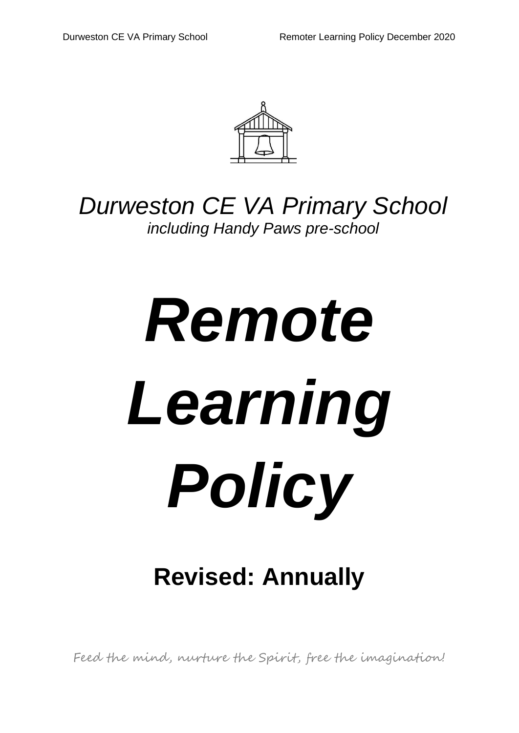*Durweston CE VA Primary School*

*including Handy Paws pre-school*

# ***Remote Learning Policy***

**Revised: Annually**

Feed the mind, nurture the Spirit, free the imagination!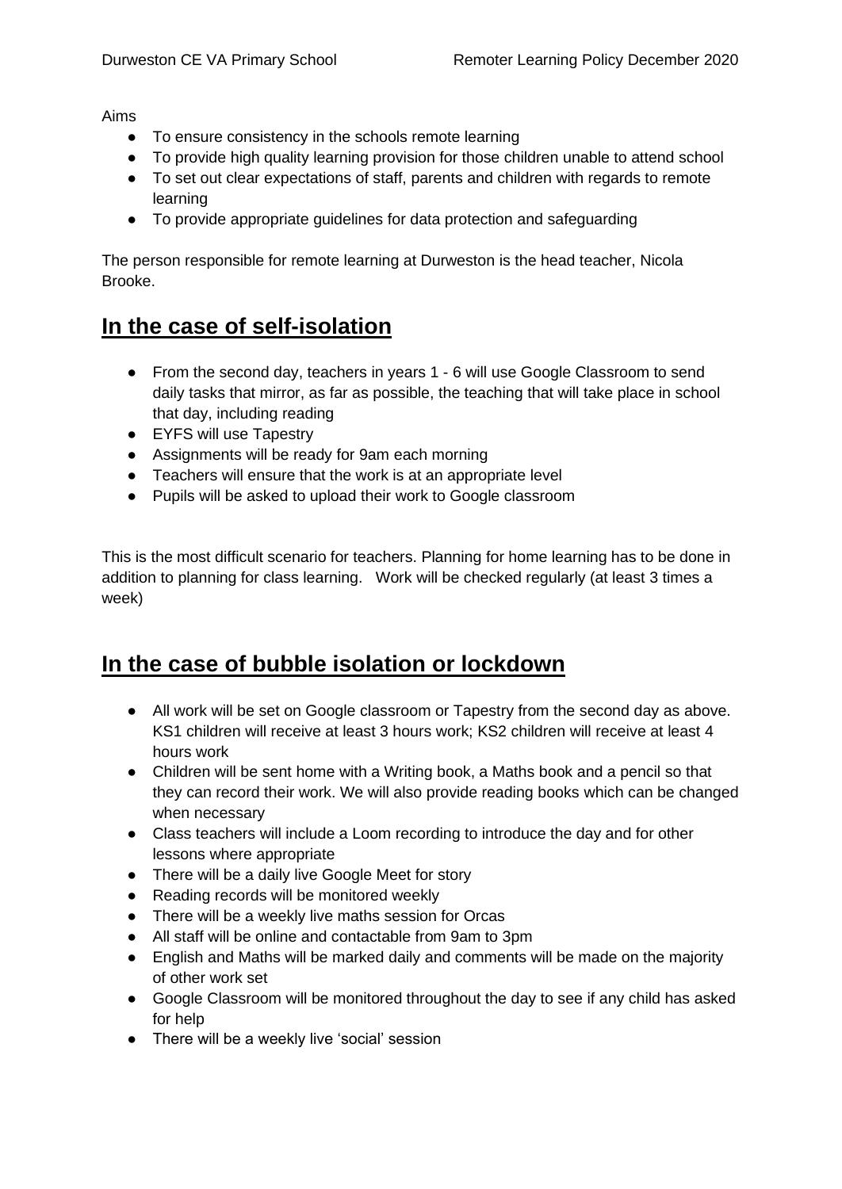Aims

- To ensure consistency in the schools remote learning
- To provide high quality learning provision for those children unable to attend school
- To set out clear expectations of staff, parents and children with regards to remote learning
- To provide appropriate guidelines for data protection and safeguarding

The person responsible for remote learning at Durweston is the head teacher, Nicola Brooke.

## **In the case of self-isolation**

- From the second day, teachers in years 1 - 6 will use Google Classroom to send daily tasks that mirror, as far as possible, the teaching that will take place in school that day, including reading
- EYFS will use Tapestry
- Assignments will be ready for 9am each morning
- Teachers will ensure that the work is at an appropriate level
- Pupils will be asked to upload their work to Google classroom

This is the most difficult scenario for teachers. Planning for home learning has to be done in addition to planning for class learning. Work will be checked regularly (at least 3 times a week)

## **In the case of bubble isolation or lockdown**

- All work will be set on Google classroom or Tapestry from the second day as above. KS1 children will receive at least 3 hours work; KS2 children will receive at least 4 hours work
- Children will be sent home with a Writing book, a Maths book and a pencil so that they can record their work. We will also provide reading books which can be changed when necessary
- Class teachers will include a Loom recording to introduce the day and for other lessons where appropriate
- There will be a daily live Google Meet for story
- Reading records will be monitored weekly
- There will be a weekly live maths session for Orcas
- All staff will be online and contactable from 9am to 3pm
- English and Maths will be marked daily and comments will be made on the majority of other work set
- Google Classroom will be monitored throughout the day to see if any child has asked for help
- There will be a weekly live 'social' session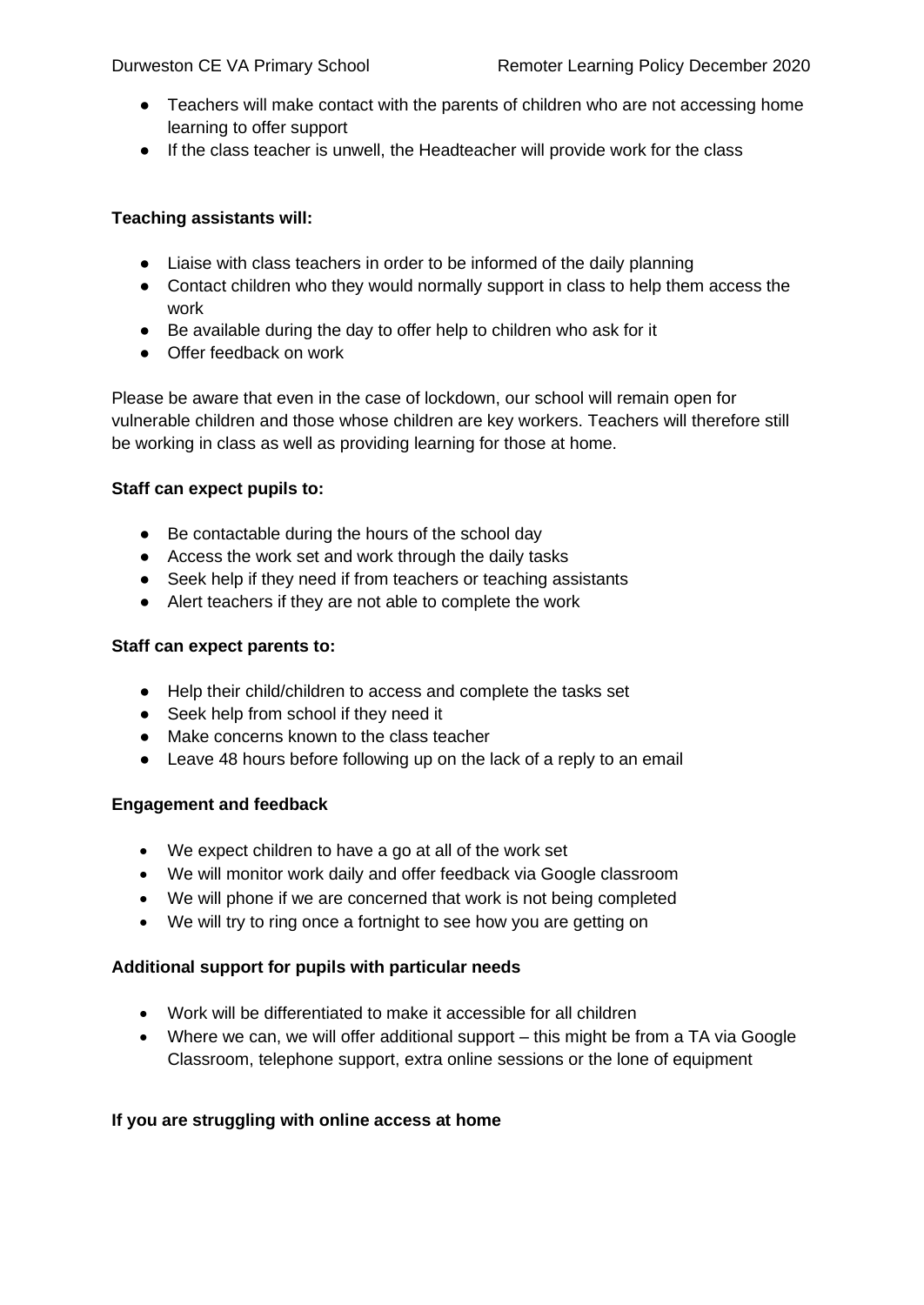- Teachers will make contact with the parents of children who are not accessing home learning to offer support
- If the class teacher is unwell, the Headteacher will provide work for the class

**Teaching assistants will:**

- Liaise with class teachers in order to be informed of the daily planning
- Contact children who they would normally support in class to help them access the work
- Be available during the day to offer help to children who ask for it
- Offer feedback on work

Please be aware that even in the case of lockdown, our school will remain open for vulnerable children and those whose children are key workers. Teachers will therefore still be working in class as well as providing learning for those at home.

**Staff can expect pupils to:**

- Be contactable during the hours of the school day
- Access the work set and work through the daily tasks
- Seek help if they need if from teachers or teaching assistants
- Alert teachers if they are not able to complete the work

**Staff can expect parents to:**

- Help their child/children to access and complete the tasks set
- Seek help from school if they need it
- Make concerns known to the class teacher
- Leave 48 hours before following up on the lack of a reply to an email

**Engagement and feedback**

- We expect children to have a go at all of the work set
- We will monitor work daily and offer feedback via Google classroom
- We will phone if we are concerned that work is not being completed
- We will try to ring once a fortnight to see how you are getting on

**Additional support for pupils with particular needs**

- Work will be differentiated to make it accessible for all children
- Where we can, we will offer additional support – this might be from a TA via Google Classroom, telephone support, extra online sessions or the lone of equipment

**If you are struggling with online access at home**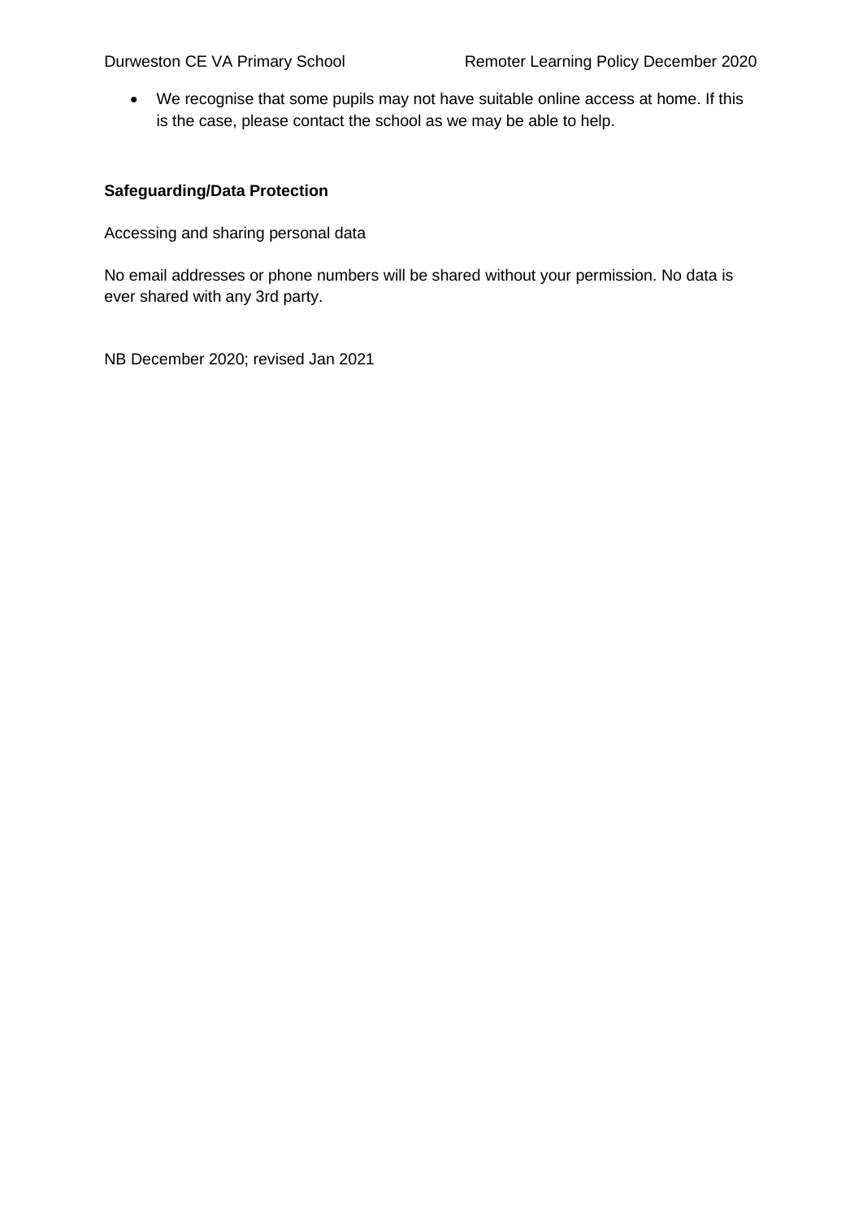- We recognise that some pupils may not have suitable online access at home. If this is the case, please contact the school as we may be able to help.

**Safeguarding/Data Protection**

Accessing and sharing personal data

No email addresses or phone numbers will be shared without your permission. No data is ever shared with any 3rd party.

NB December 2020; revised Jan 2021